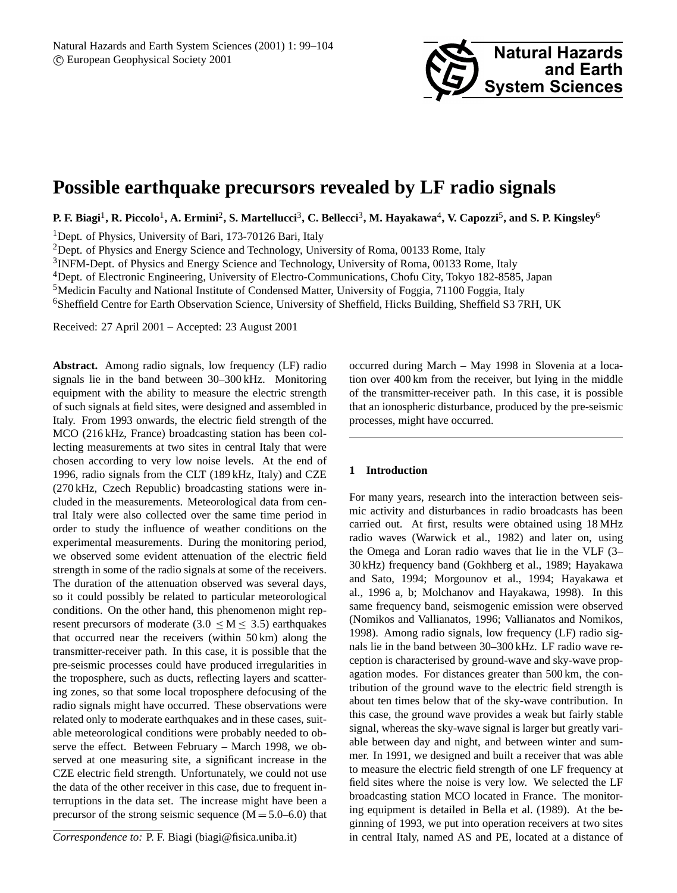# Possible earthquake precursors revealed by LF radio signals

**P. F. Biagi[1], R. Piccolo[1], A. Ermini[2], S. Martellucci[3], C. Bellecci[3], M. Hayakawa[4], V. Capozzi[5], and S. P. Kingsley[6]**

[1]Dept. of Physics, University of Bari, 173-70126 Bari, Italy
[2]Dept. of Physics and Energy Science and Technology, University of Roma, 00133 Rome, Italy
[3]INFM-Dept. of Physics and Energy Science and Technology, University of Roma, 00133 Rome, Italy
[4]Dept. of Electronic Engineering, University of Electro-Communications, Chofu City, Tokyo 182-8585, Japan
[5]Medicin Faculty and National Institute of Condensed Matter, University of Foggia, 71100 Foggia, Italy
[6]Sheffield Centre for Earth Observation Science, University of Sheffield, Hicks Building, Sheffield S3 7RH, UK

Received: 27 April 2001 – Accepted: 23 August 2001

**Abstract.** Among radio signals, low frequency (LF) radio signals lie in the band between 30–300 kHz. Monitoring equipment with the ability to measure the electric strength of such signals at field sites, were designed and assembled in Italy. From 1993 onwards, the electric field strength of the MCO (216 kHz, France) broadcasting station has been collecting measurements at two sites in central Italy that were chosen according to very low noise levels. At the end of 1996, radio signals from the CLT (189 kHz, Italy) and CZE (270 kHz, Czech Republic) broadcasting stations were included in the measurements. Meteorological data from central Italy were also collected over the same time period in order to study the influence of weather conditions on the experimental measurements. During the monitoring period, we observed some evident attenuation of the electric field strength in some of the radio signals at some of the receivers. The duration of the attenuation observed was several days, so it could possibly be related to particular meteorological conditions. On the other hand, this phenomenon might represent precursors of moderate ($3.0 \leq M \leq 3.5$) earthquakes that occurred near the receivers (within 50 km) along the transmitter-receiver path. In this case, it is possible that the pre-seismic processes could have produced irregularities in the troposphere, such as ducts, reflecting layers and scattering zones, so that some local troposphere defocusing of the radio signals might have occurred. These observations were related only to moderate earthquakes and in these cases, suitable meteorological conditions were probably needed to observe the effect. Between February – March 1998, we observed at one measuring site, a significant increase in the CZE electric field strength. Unfortunately, we could not use the data of the other receiver in this case, due to frequent interruptions in the data set. The increase might have been a precursor of the strong seismic sequence ($M = 5.0$–$6.0$) that occurred during March – May 1998 in Slovenia at a location over 400 km from the receiver, but lying in the middle of the transmitter-receiver path. In this case, it is possible that an ionospheric disturbance, produced by the pre-seismic processes, might have occurred.

*Correspondence to:* P. F. Biagi (biagi@fisica.uniba.it)

## 1 Introduction

For many years, research into the interaction between seismic activity and disturbances in radio broadcasts has been carried out. At first, results were obtained using 18 MHz radio waves (Warwick et al., 1982) and later on, using the Omega and Loran radio waves that lie in the VLF (3–30 kHz) frequency band (Gokhberg et al., 1989; Hayakawa and Sato, 1994; Morgounov et al., 1994; Hayakawa et al., 1996 a, b; Molchanov and Hayakawa, 1998). In this same frequency band, seismogenic emission were observed (Nomikos and Vallianatos, 1996; Vallianatos and Nomikos, 1998). Among radio signals, low frequency (LF) radio signals lie in the band between 30–300 kHz. LF radio wave reception is characterised by ground-wave and sky-wave propagation modes. For distances greater than 500 km, the contribution of the ground wave to the electric field strength is about ten times below that of the sky-wave contribution. In this case, the ground wave provides a weak but fairly stable signal, whereas the sky-wave signal is larger but greatly variable between day and night, and between winter and summer. In 1991, we designed and built a receiver that was able to measure the electric field strength of one LF frequency at field sites where the noise is very low. We selected the LF broadcasting station MCO located in France. The monitoring equipment is detailed in Bella et al. (1989). At the beginning of 1993, we put into operation receivers at two sites in central Italy, named AS and PE, located at a distance of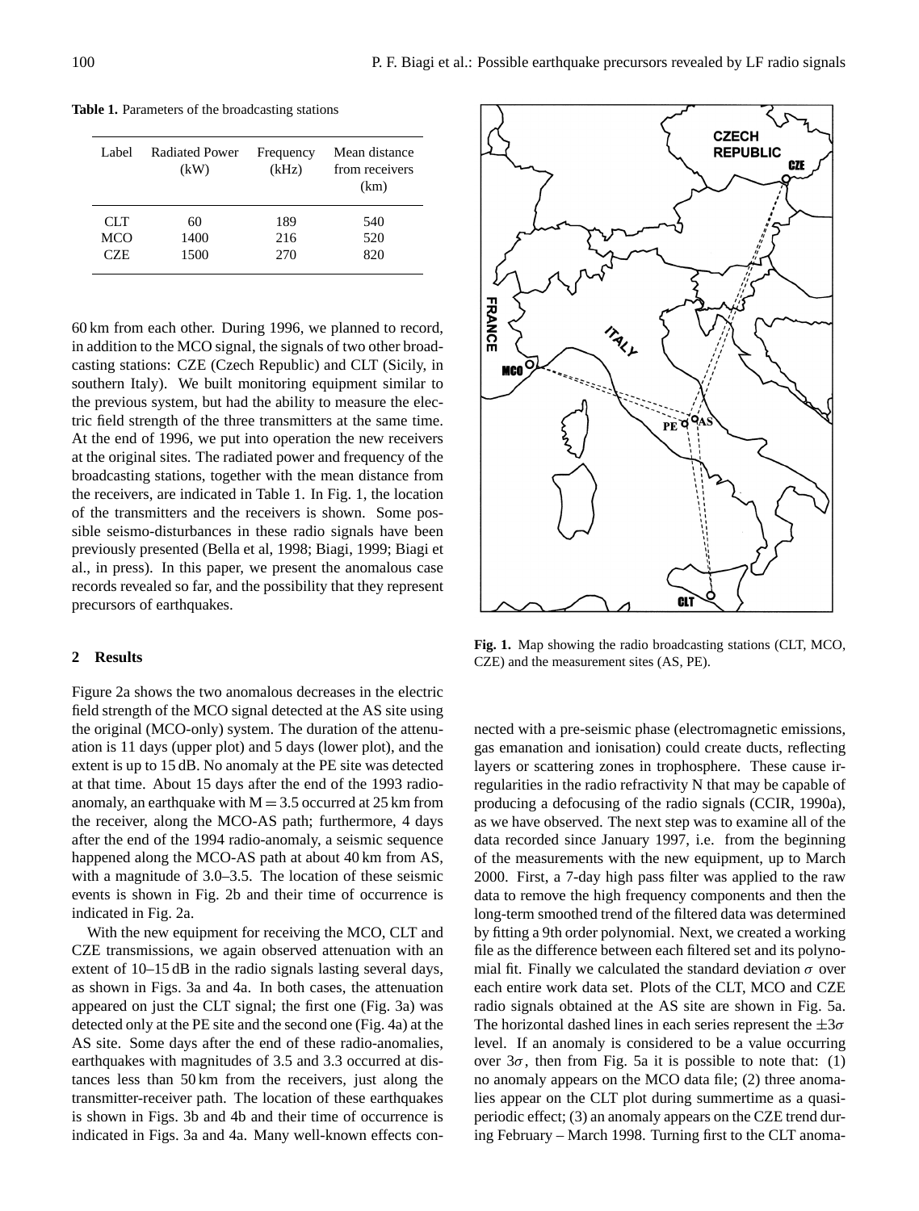**Table 1.** Parameters of the broadcasting stations

| Label | Radiated Power (kW) | Frequency (kHz) | Mean distance from receivers (km) |
|---|---|---|---|
| CLT | 60 | 189 | 540 |
| MCO | 1400 | 216 | 520 |
| CZE | 1500 | 270 | 820 |

60 km from each other. During 1996, we planned to record, in addition to the MCO signal, the signals of two other broadcasting stations: CZE (Czech Republic) and CLT (Sicily, in southern Italy). We built monitoring equipment similar to the previous system, but had the ability to measure the electric field strength of the three transmitters at the same time. At the end of 1996, we put into operation the new receivers at the original sites. The radiated power and frequency of the broadcasting stations, together with the mean distance from the receivers, are indicated in Table 1. In Fig. 1, the location of the transmitters and the receivers is shown. Some possible seismo-disturbances in these radio signals have been previously presented (Bella et al, 1998; Biagi, 1999; Biagi et al., in press). In this paper, we present the anomalous case records revealed so far, and the possibility that they represent precursors of earthquakes.

**Fig. 1.** Map showing the radio broadcasting stations (CLT, MCO, CZE) and the measurement sites (AS, PE).

## 2 Results

Figure 2a shows the two anomalous decreases in the electric field strength of the MCO signal detected at the AS site using the original (MCO-only) system. The duration of the attenuation is 11 days (upper plot) and 5 days (lower plot), and the extent is up to 15 dB. No anomaly at the PE site was detected at that time. About 15 days after the end of the 1993 radio-anomaly, an earthquake with $M = 3.5$ occurred at 25 km from the receiver, along the MCO-AS path; furthermore, 4 days after the end of the 1994 radio-anomaly, a seismic sequence happened along the MCO-AS path at about 40 km from AS, with a magnitude of 3.0–3.5. The location of these seismic events is shown in Fig. 2b and their time of occurrence is indicated in Fig. 2a.

With the new equipment for receiving the MCO, CLT and CZE transmissions, we again observed attenuation with an extent of 10–15 dB in the radio signals lasting several days, as shown in Figs. 3a and 4a. In both cases, the attenuation appeared on just the CLT signal; the first one (Fig. 3a) was detected only at the PE site and the second one (Fig. 4a) at the AS site. Some days after the end of these radio-anomalies, earthquakes with magnitudes of 3.5 and 3.3 occurred at distances less than 50 km from the receivers, just along the transmitter-receiver path. The location of these earthquakes is shown in Figs. 3b and 4b and their time of occurrence is indicated in Figs. 3a and 4a. Many well-known effects connected with a pre-seismic phase (electromagnetic emissions, gas emanation and ionisation) could create ducts, reflecting layers or scattering zones in trophosphere. These cause irregularities in the radio refractivity N that may be capable of producing a defocusing of the radio signals (CCIR, 1990a), as we have observed. The next step was to examine all of the data recorded since January 1997, i.e. from the beginning of the measurements with the new equipment, up to March 2000. First, a 7-day high pass filter was applied to the raw data to remove the high frequency components and then the long-term smoothed trend of the filtered data was determined by fitting a 9th order polynomial. Next, we created a working file as the difference between each filtered set and its polynomial fit. Finally we calculated the standard deviation $\sigma$ over each entire work data set. Plots of the CLT, MCO and CZE radio signals obtained at the AS site are shown in Fig. 5a. The horizontal dashed lines in each series represent the $\pm 3\sigma$ level. If an anomaly is considered to be a value occurring over $3\sigma$, then from Fig. 5a it is possible to note that: (1) no anomaly appears on the MCO data file; (2) three anomalies appear on the CLT plot during summertime as a quasi-periodic effect; (3) an anomaly appears on the CZE trend during February – March 1998. Turning first to the CLT anoma-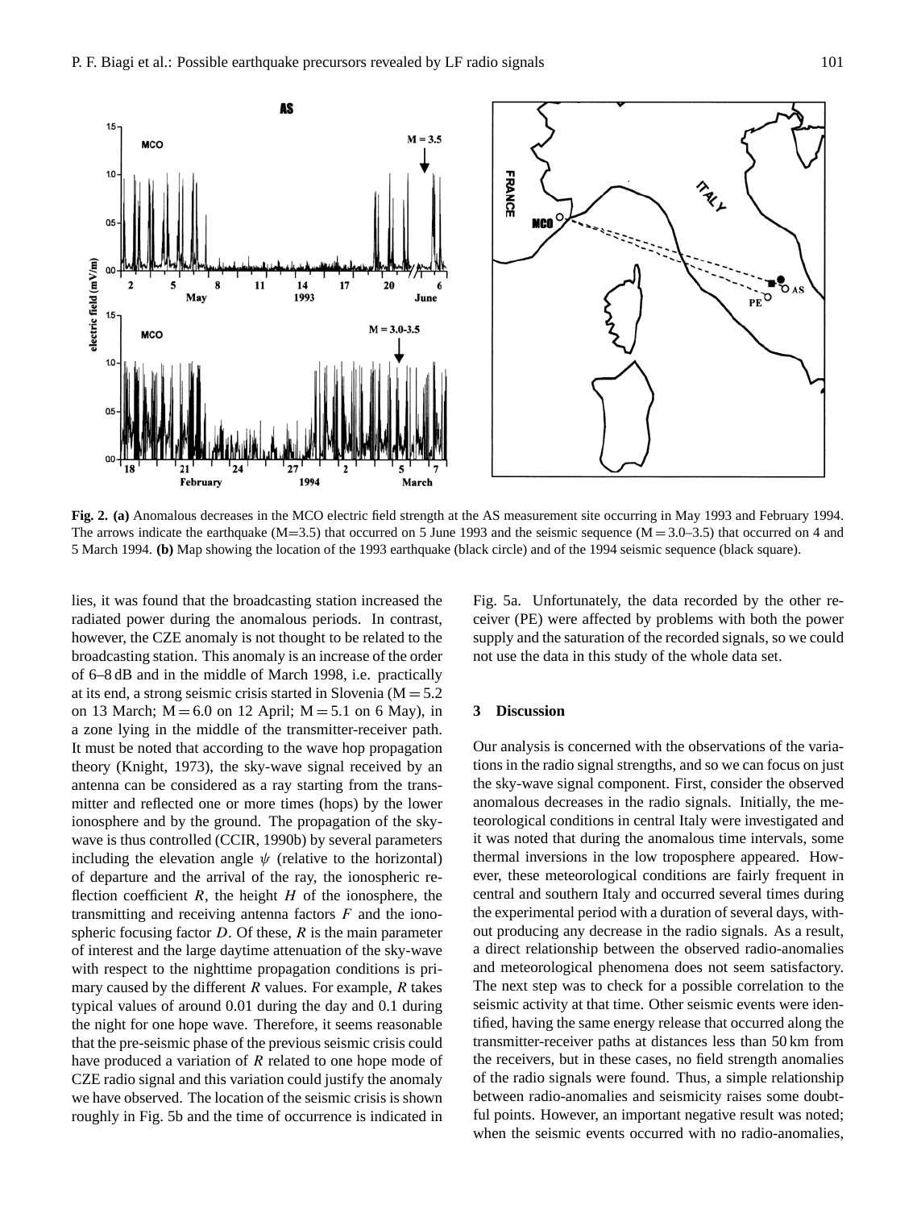**Fig. 2. (a)** Anomalous decreases in the MCO electric field strength at the AS measurement site occurring in May 1993 and February 1994. The arrows indicate the earthquake (M=3.5) that occurred on 5 June 1993 and the seismic sequence (M = 3.0–3.5) that occurred on 4 and 5 March 1994. **(b)** Map showing the location of the 1993 earthquake (black circle) and of the 1994 seismic sequence (black square).

lies, it was found that the broadcasting station increased the radiated power during the anomalous periods. In contrast, however, the CZE anomaly is not thought to be related to the broadcasting station. This anomaly is an increase of the order of 6–8 dB and in the middle of March 1998, i.e. practically at its end, a strong seismic crisis started in Slovenia (M = 5.2 on 13 March; M = 6.0 on 12 April; M = 5.1 on 6 May), in a zone lying in the middle of the transmitter-receiver path. It must be noted that according to the wave hop propagation theory (Knight, 1973), the sky-wave signal received by an antenna can be considered as a ray starting from the transmitter and reflected one or more times (hops) by the lower ionosphere and by the ground. The propagation of the sky-wave is thus controlled (CCIR, 1990b) by several parameters including the elevation angle $\psi$ (relative to the horizontal) of departure and the arrival of the ray, the ionospheric reflection coefficient $R$, the height $H$ of the ionosphere, the transmitting and receiving antenna factors $F$ and the ionospheric focusing factor $D$. Of these, $R$ is the main parameter of interest and the large daytime attenuation of the sky-wave with respect to the nighttime propagation conditions is primary caused by the different $R$ values. For example, $R$ takes typical values of around 0.01 during the day and 0.1 during the night for one hope wave. Therefore, it seems reasonable that the pre-seismic phase of the previous seismic crisis could have produced a variation of $R$ related to one hope mode of CZE radio signal and this variation could justify the anomaly we have observed. The location of the seismic crisis is shown roughly in Fig. 5b and the time of occurrence is indicated in Fig. 5a. Unfortunately, the data recorded by the other receiver (PE) were affected by problems with both the power supply and the saturation of the recorded signals, so we could not use the data in this study of the whole data set.

## 3 Discussion

Our analysis is concerned with the observations of the variations in the radio signal strengths, and so we can focus on just the sky-wave signal component. First, consider the observed anomalous decreases in the radio signals. Initially, the meteorological conditions in central Italy were investigated and it was noted that during the anomalous time intervals, some thermal inversions in the low troposphere appeared. However, these meteorological conditions are fairly frequent in central and southern Italy and occurred several times during the experimental period with a duration of several days, without producing any decrease in the radio signals. As a result, a direct relationship between the observed radio-anomalies and meteorological phenomena does not seem satisfactory. The next step was to check for a possible correlation to the seismic activity at that time. Other seismic events were identified, having the same energy release that occurred along the transmitter-receiver paths at distances less than 50 km from the receivers, but in these cases, no field strength anomalies of the radio signals were found. Thus, a simple relationship between radio-anomalies and seismicity raises some doubtful points. However, an important negative result was noted; when the seismic events occurred with no radio-anomalies,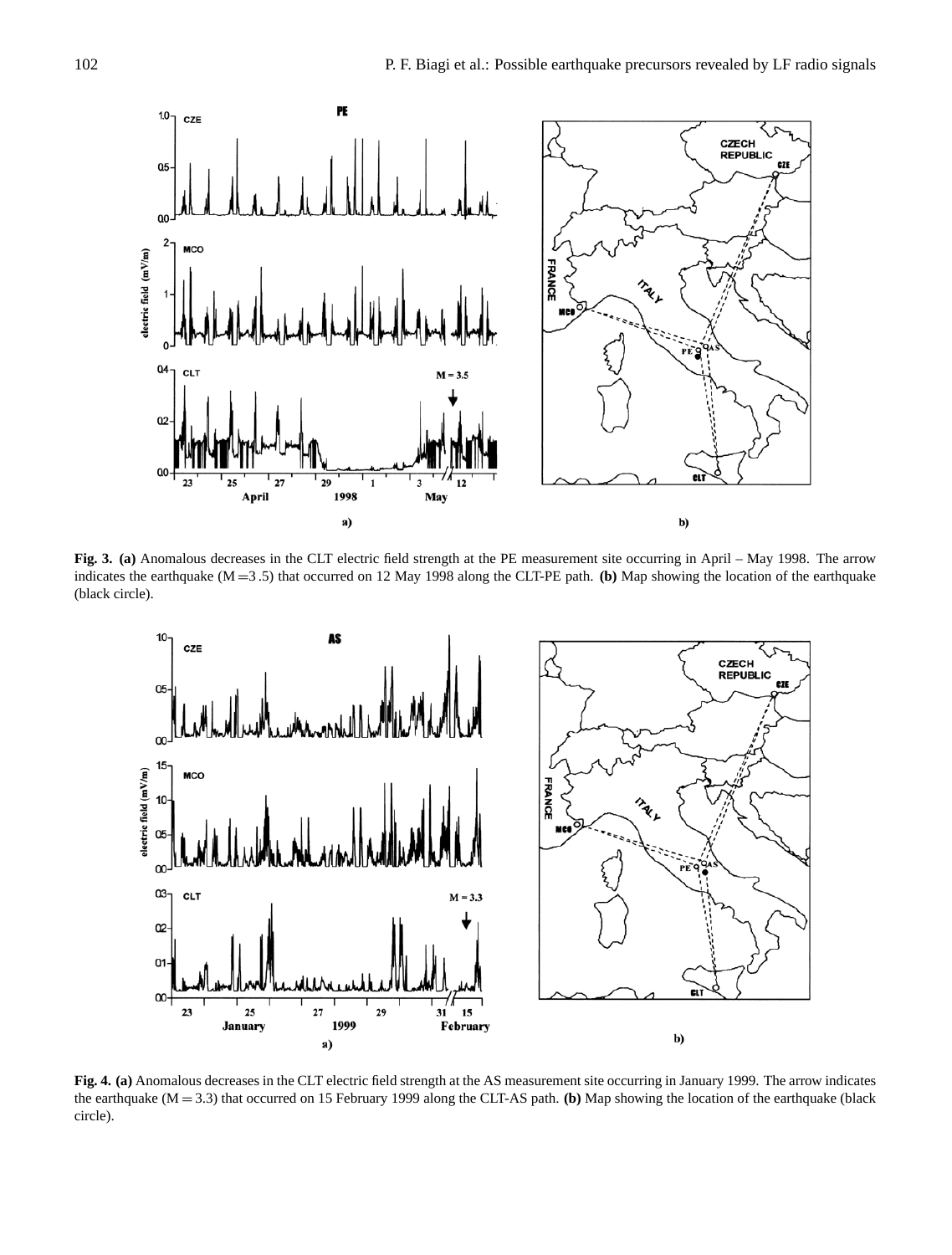**Fig. 3.** **(a)** Anomalous decreases in the CLT electric field strength at the PE measurement site occurring in April – May 1998. The arrow indicates the earthquake (M = 3.5) that occurred on 12 May 1998 along the CLT-PE path. **(b)** Map showing the location of the earthquake (black circle).

**Fig. 4.** **(a)** Anomalous decreases in the CLT electric field strength at the AS measurement site occurring in January 1999. The arrow indicates the earthquake (M = 3.3) that occurred on 15 February 1999 along the CLT-AS path. **(b)** Map showing the location of the earthquake (black circle).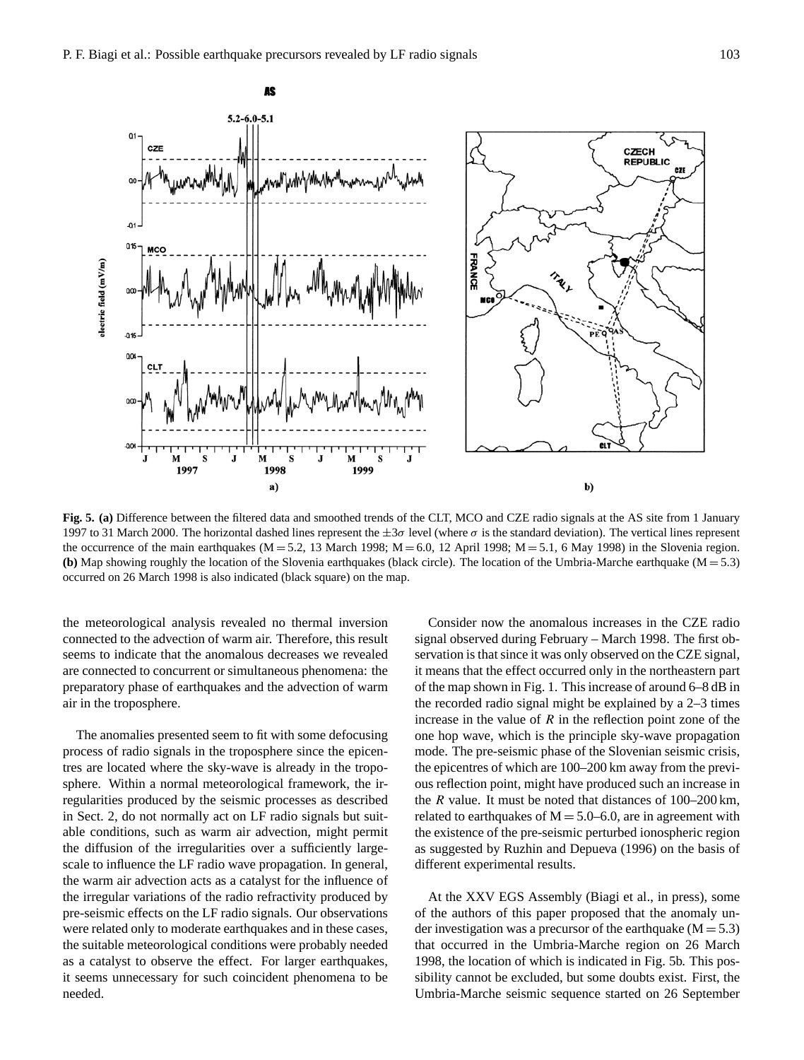**Fig. 5. (a)** Difference between the filtered data and smoothed trends of the CLT, MCO and CZE radio signals at the AS site from 1 January 1997 to 31 March 2000. The horizontal dashed lines represent the $\pm 3\sigma$ level (where $\sigma$ is the standard deviation). The vertical lines represent the occurrence of the main earthquakes (M = 5.2, 13 March 1998; M = 6.0, 12 April 1998; M = 5.1, 6 May 1998) in the Slovenia region. **(b)** Map showing roughly the location of the Slovenia earthquakes (black circle). The location of the Umbria-Marche earthquake (M = 5.3) occurred on 26 March 1998 is also indicated (black square) on the map.

the meteorological analysis revealed no thermal inversion connected to the advection of warm air. Therefore, this result seems to indicate that the anomalous decreases we revealed are connected to concurrent or simultaneous phenomena: the preparatory phase of earthquakes and the advection of warm air in the troposphere.

The anomalies presented seem to fit with some defocusing process of radio signals in the troposphere since the epicentres are located where the sky-wave is already in the troposphere. Within a normal meteorological framework, the irregularities produced by the seismic processes as described in Sect. 2, do not normally act on LF radio signals but suitable conditions, such as warm air advection, might permit the diffusion of the irregularities over a sufficiently large-scale to influence the LF radio wave propagation. In general, the warm air advection acts as a catalyst for the influence of the irregular variations of the radio refractivity produced by pre-seismic effects on the LF radio signals. Our observations were related only to moderate earthquakes and in these cases, the suitable meteorological conditions were probably needed as a catalyst to observe the effect. For larger earthquakes, it seems unnecessary for such coincident phenomena to be needed.

Consider now the anomalous increases in the CZE radio signal observed during February – March 1998. The first observation is that since it was only observed on the CZE signal, it means that the effect occurred only in the northeastern part of the map shown in Fig. 1. This increase of around 6–8 dB in the recorded radio signal might be explained by a 2–3 times increase in the value of $R$ in the reflection point zone of the one hop wave, which is the principle sky-wave propagation mode. The pre-seismic phase of the Slovenian seismic crisis, the epicentres of which are 100–200 km away from the previous reflection point, might have produced such an increase in the $R$ value. It must be noted that distances of 100–200 km, related to earthquakes of M = 5.0–6.0, are in agreement with the existence of the pre-seismic perturbed ionospheric region as suggested by Ruzhin and Depueva (1996) on the basis of different experimental results.

At the XXV EGS Assembly (Biagi et al., in press), some of the authors of this paper proposed that the anomaly under investigation was a precursor of the earthquake (M = 5.3) that occurred in the Umbria-Marche region on 26 March 1998, the location of which is indicated in Fig. 5b. This possibility cannot be excluded, but some doubts exist. First, the Umbria-Marche seismic sequence started on 26 September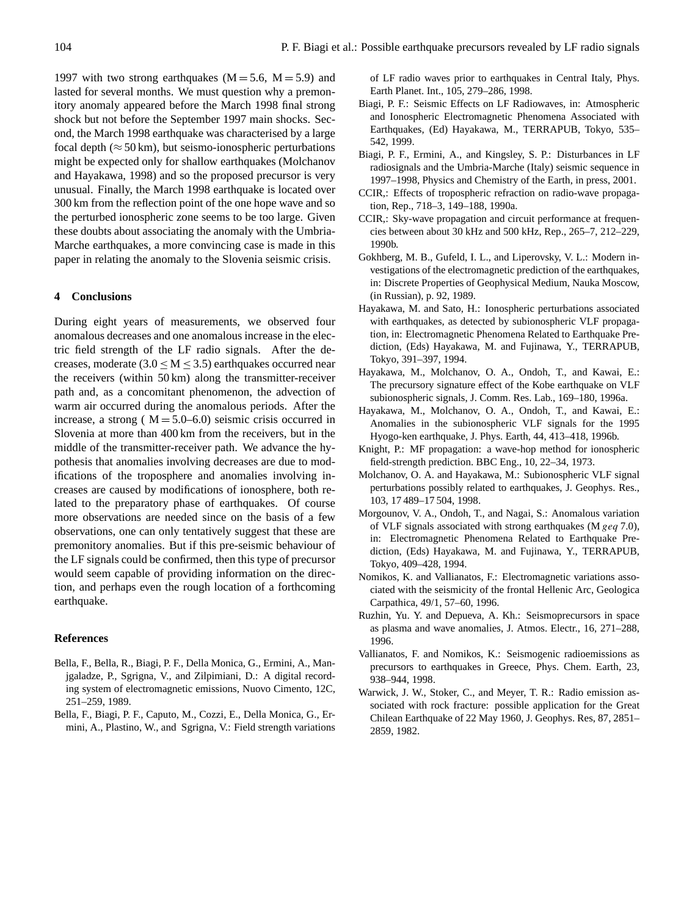1997 with two strong earthquakes ($M = 5.6$, $M = 5.9$) and lasted for several months. We must question why a premonitory anomaly appeared before the March 1998 final strong shock but not before the September 1997 main shocks. Second, the March 1998 earthquake was characterised by a large focal depth ($\approx 50$ km), but seismo-ionospheric perturbations might be expected only for shallow earthquakes (Molchanov and Hayakawa, 1998) and so the proposed precursor is very unusual. Finally, the March 1998 earthquake is located over 300 km from the reflection point of the one hope wave and so the perturbed ionospheric zone seems to be too large. Given these doubts about associating the anomaly with the Umbria-Marche earthquakes, a more convincing case is made in this paper in relating the anomaly to the Slovenia seismic crisis.

## 4 Conclusions

During eight years of measurements, we observed four anomalous decreases and one anomalous increase in the electric field strength of the LF radio signals. After the decreases, moderate ($3.0 \leq M \leq 3.5$) earthquakes occurred near the receivers (within 50 km) along the transmitter-receiver path and, as a concomitant phenomenon, the advection of warm air occurred during the anomalous periods. After the increase, a strong ( $M = 5.0$–$6.0$) seismic crisis occurred in Slovenia at more than 400 km from the receivers, but in the middle of the transmitter-receiver path. We advance the hypothesis that anomalies involving decreases are due to modifications of the troposphere and anomalies involving increases are caused by modifications of ionosphere, both related to the preparatory phase of earthquakes. Of course more observations are needed since on the basis of a few observations, one can only tentatively suggest that these are premonitory anomalies. But if this pre-seismic behaviour of the LF signals could be confirmed, then this type of precursor would seem capable of providing information on the direction, and perhaps even the rough location of a forthcoming earthquake.

## References

Bella, F., Bella, R., Biagi, P. F., Della Monica, G., Ermini, A., Manjgaladze, P., Sgrigna, V., and Zilpimiani, D.: A digital recording system of electromagnetic emissions, Nuovo Cimento, 12C, 251–259, 1989.

Bella, F., Biagi, P. F., Caputo, M., Cozzi, E., Della Monica, G., Ermini, A., Plastino, W., and Sgrigna, V.: Field strength variations of LF radio waves prior to earthquakes in Central Italy, Phys. Earth Planet. Int., 105, 279–286, 1998.

Biagi, P. F.: Seismic Effects on LF Radiowaves, in: Atmospheric and Ionospheric Electromagnetic Phenomena Associated with Earthquakes, (Ed) Hayakawa, M., TERRAPUB, Tokyo, 535–542, 1999.

Biagi, P. F., Ermini, A., and Kingsley, S. P.: Disturbances in LF radiosignals and the Umbria-Marche (Italy) seismic sequence in 1997–1998, Physics and Chemistry of the Earth, in press, 2001.

CCIR,: Effects of tropospheric refraction on radio-wave propagation, Rep., 718–3, 149–188, 1990a.

CCIR,: Sky-wave propagation and circuit performance at frequencies between about 30 kHz and 500 kHz, Rep., 265–7, 212–229, 1990b.

Gokhberg, M. B., Gufeld, I. L., and Liperovsky, V. L.: Modern investigations of the electromagnetic prediction of the earthquakes, in: Discrete Properties of Geophysical Medium, Nauka Moscow, (in Russian), p. 92, 1989.

Hayakawa, M. and Sato, H.: Ionospheric perturbations associated with earthquakes, as detected by subionospheric VLF propagation, in: Electromagnetic Phenomena Related to Earthquake Prediction, (Eds) Hayakawa, M. and Fujinawa, Y., TERRAPUB, Tokyo, 391–397, 1994.

Hayakawa, M., Molchanov, O. A., Ondoh, T., and Kawai, E.: The precursory signature effect of the Kobe earthquake on VLF subionospheric signals, J. Comm. Res. Lab., 169–180, 1996a.

Hayakawa, M., Molchanov, O. A., Ondoh, T., and Kawai, E.: Anomalies in the subionospheric VLF signals for the 1995 Hyogo-ken earthquake, J. Phys. Earth, 44, 413–418, 1996b.

Knight, P.: MF propagation: a wave-hop method for ionospheric field-strength prediction. BBC Eng., 10, 22–34, 1973.

Molchanov, O. A. and Hayakawa, M.: Subionospheric VLF signal perturbations possibly related to earthquakes, J. Geophys. Res., 103, 17 489–17 504, 1998.

Morgounov, V. A., Ondoh, T., and Nagai, S.: Anomalous variation of VLF signals associated with strong earthquakes (M *geq* 7.0), in: Electromagnetic Phenomena Related to Earthquake Prediction, (Eds) Hayakawa, M. and Fujinawa, Y., TERRAPUB, Tokyo, 409–428, 1994.

Nomikos, K. and Vallianatos, F.: Electromagnetic variations associated with the seismicity of the frontal Hellenic Arc, Geologica Carpathica, 49/1, 57–60, 1996.

Ruzhin, Yu. Y. and Depueva, A. Kh.: Seismoprecursors in space as plasma and wave anomalies, J. Atmos. Electr., 16, 271–288, 1996.

Vallianatos, F. and Nomikos, K.: Seismogenic radioemissions as precursors to earthquakes in Greece, Phys. Chem. Earth, 23, 938–944, 1998.

Warwick, J. W., Stoker, C., and Meyer, T. R.: Radio emission associated with rock fracture: possible application for the Great Chilean Earthquake of 22 May 1960, J. Geophys. Res, 87, 2851–2859, 1982.